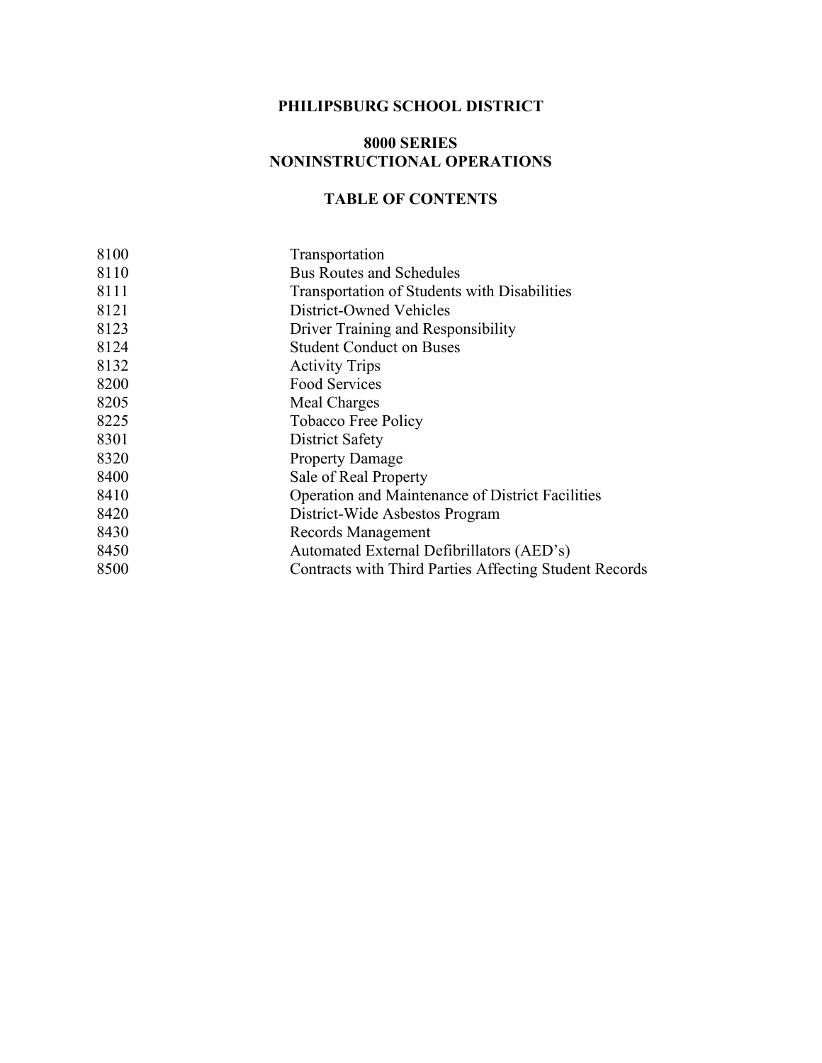# PHILIPSBURG SCHOOL DISTRICT

## 8000 SERIES
## NONINSTRUCTIONAL OPERATIONS

## TABLE OF CONTENTS

| | |
|---|---|
| 8100 | Transportation |
| 8110 | Bus Routes and Schedules |
| 8111 | Transportation of Students with Disabilities |
| 8121 | District-Owned Vehicles |
| 8123 | Driver Training and Responsibility |
| 8124 | Student Conduct on Buses |
| 8132 | Activity Trips |
| 8200 | Food Services |
| 8205 | Meal Charges |
| 8225 | Tobacco Free Policy |
| 8301 | District Safety |
| 8320 | Property Damage |
| 8400 | Sale of Real Property |
| 8410 | Operation and Maintenance of District Facilities |
| 8420 | District-Wide Asbestos Program |
| 8430 | Records Management |
| 8450 | Automated External Defibrillators (AED's) |
| 8500 | Contracts with Third Parties Affecting Student Records |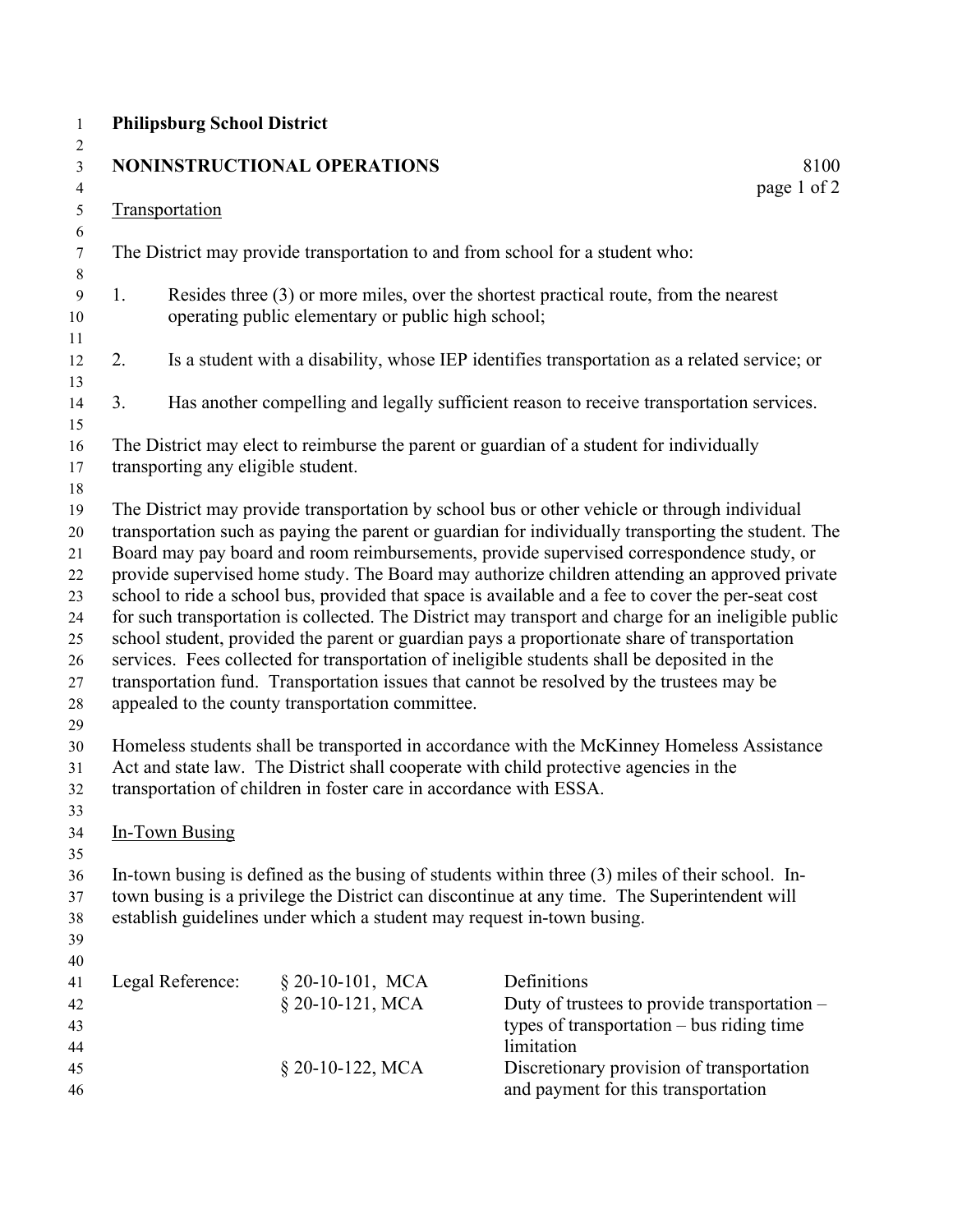**Philipsburg School District**

## NONINSTRUCTIONAL OPERATIONS 8100

### Transportation

The District may provide transportation to and from school for a student who:

1. Resides three (3) or more miles, over the shortest practical route, from the nearest operating public elementary or public high school;

2. Is a student with a disability, whose IEP identifies transportation as a related service; or

3. Has another compelling and legally sufficient reason to receive transportation services.

The District may elect to reimburse the parent or guardian of a student for individually transporting any eligible student.

The District may provide transportation by school bus or other vehicle or through individual transportation such as paying the parent or guardian for individually transporting the student. The Board may pay board and room reimbursements, provide supervised correspondence study, or provide supervised home study. The Board may authorize children attending an approved private school to ride a school bus, provided that space is available and a fee to cover the per-seat cost for such transportation is collected. The District may transport and charge for an ineligible public school student, provided the parent or guardian pays a proportionate share of transportation services. Fees collected for transportation of ineligible students shall be deposited in the transportation fund. Transportation issues that cannot be resolved by the trustees may be appealed to the county transportation committee.

Homeless students shall be transported in accordance with the McKinney Homeless Assistance Act and state law. The District shall cooperate with child protective agencies in the transportation of children in foster care in accordance with ESSA.

### In-Town Busing

In-town busing is defined as the busing of students within three (3) miles of their school. In-town busing is a privilege the District can discontinue at any time. The Superintendent will establish guidelines under which a student may request in-town busing.

| Legal Reference: | § 20-10-101, MCA | Definitions |
|---|---|---|
| | § 20-10-121, MCA | Duty of trustees to provide transportation – types of transportation – bus riding time limitation |
| | § 20-10-122, MCA | Discretionary provision of transportation and payment for this transportation |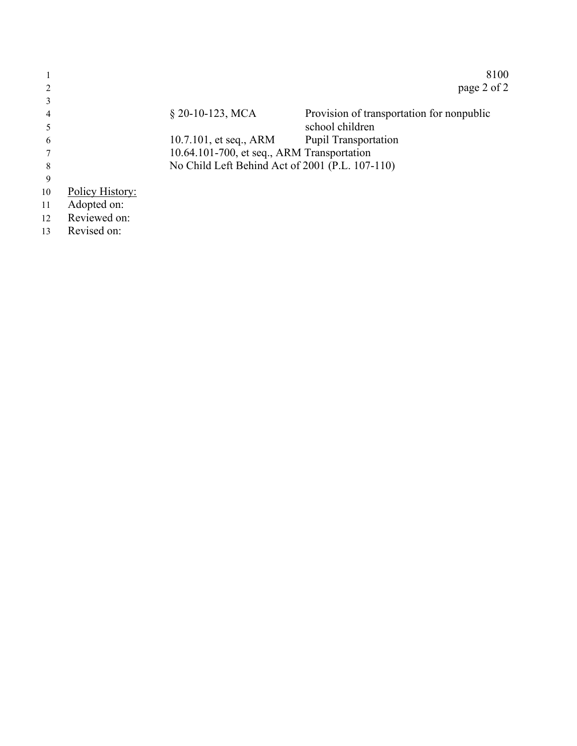| | |
|---|---|
| § 20-10-123, MCA | Provision of transportation for nonpublic school children |
| 10.7.101, et seq., ARM | Pupil Transportation |
| 10.64.101-700, et seq., ARM | Transportation |
| No Child Left Behind Act of 2001 (P.L. 107-110) | |

Policy History:
Adopted on:
Reviewed on:
Revised on: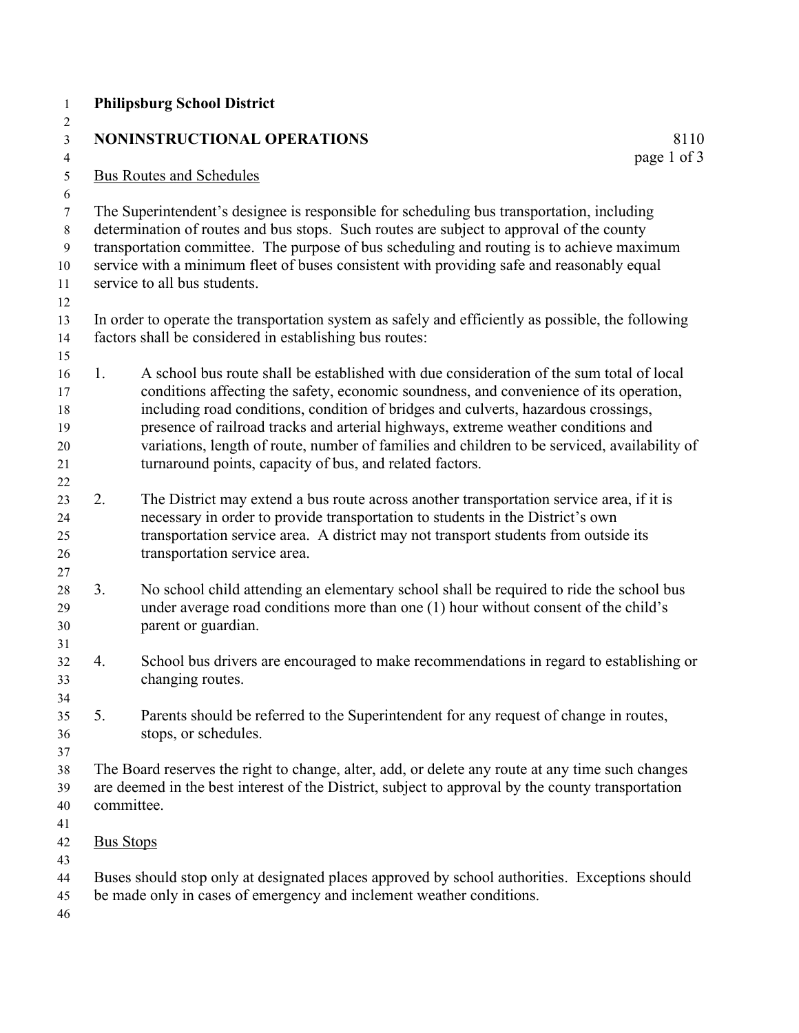**Philipsburg School District**

## NONINSTRUCTIONAL OPERATIONS

8110

Bus Routes and Schedules

The Superintendent's designee is responsible for scheduling bus transportation, including determination of routes and bus stops. Such routes are subject to approval of the county transportation committee. The purpose of bus scheduling and routing is to achieve maximum service with a minimum fleet of buses consistent with providing safe and reasonably equal service to all bus students.

In order to operate the transportation system as safely and efficiently as possible, the following factors shall be considered in establishing bus routes:

1. A school bus route shall be established with due consideration of the sum total of local conditions affecting the safety, economic soundness, and convenience of its operation, including road conditions, condition of bridges and culverts, hazardous crossings, presence of railroad tracks and arterial highways, extreme weather conditions and variations, length of route, number of families and children to be serviced, availability of turnaround points, capacity of bus, and related factors.

2. The District may extend a bus route across another transportation service area, if it is necessary in order to provide transportation to students in the District's own transportation service area. A district may not transport students from outside its transportation service area.

3. No school child attending an elementary school shall be required to ride the school bus under average road conditions more than one (1) hour without consent of the child's parent or guardian.

4. School bus drivers are encouraged to make recommendations in regard to establishing or changing routes.

5. Parents should be referred to the Superintendent for any request of change in routes, stops, or schedules.

The Board reserves the right to change, alter, add, or delete any route at any time such changes are deemed in the best interest of the District, subject to approval by the county transportation committee.

Bus Stops

Buses should stop only at designated places approved by school authorities. Exceptions should be made only in cases of emergency and inclement weather conditions.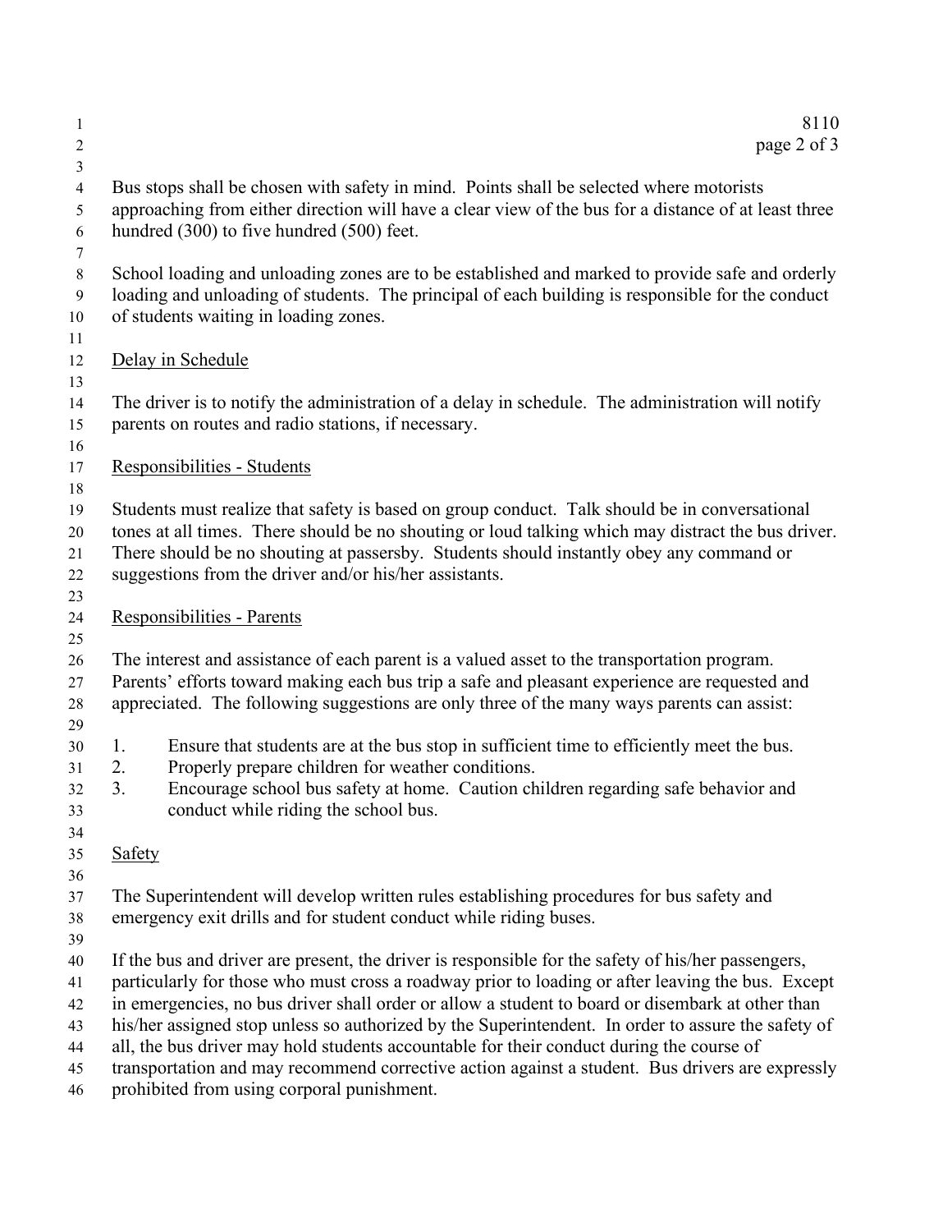Bus stops shall be chosen with safety in mind. Points shall be selected where motorists approaching from either direction will have a clear view of the bus for a distance of at least three hundred (300) to five hundred (500) feet.

School loading and unloading zones are to be established and marked to provide safe and orderly loading and unloading of students. The principal of each building is responsible for the conduct of students waiting in loading zones.

## Delay in Schedule

The driver is to notify the administration of a delay in schedule. The administration will notify parents on routes and radio stations, if necessary.

## Responsibilities - Students

Students must realize that safety is based on group conduct. Talk should be in conversational tones at all times. There should be no shouting or loud talking which may distract the bus driver. There should be no shouting at passersby. Students should instantly obey any command or suggestions from the driver and/or his/her assistants.

## Responsibilities - Parents

The interest and assistance of each parent is a valued asset to the transportation program. Parents' efforts toward making each bus trip a safe and pleasant experience are requested and appreciated. The following suggestions are only three of the many ways parents can assist:

1. Ensure that students are at the bus stop in sufficient time to efficiently meet the bus.
2. Properly prepare children for weather conditions.
3. Encourage school bus safety at home. Caution children regarding safe behavior and conduct while riding the school bus.

## Safety

The Superintendent will develop written rules establishing procedures for bus safety and emergency exit drills and for student conduct while riding buses.

If the bus and driver are present, the driver is responsible for the safety of his/her passengers, particularly for those who must cross a roadway prior to loading or after leaving the bus. Except in emergencies, no bus driver shall order or allow a student to board or disembark at other than his/her assigned stop unless so authorized by the Superintendent. In order to assure the safety of all, the bus driver may hold students accountable for their conduct during the course of transportation and may recommend corrective action against a student. Bus drivers are expressly prohibited from using corporal punishment.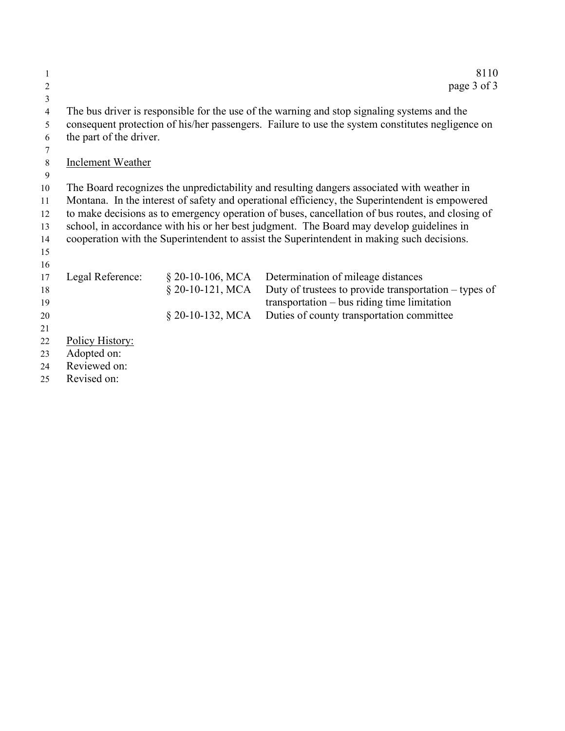The bus driver is responsible for the use of the warning and stop signaling systems and the consequent protection of his/her passengers. Failure to use the system constitutes negligence on the part of the driver.

Inclement Weather

The Board recognizes the unpredictability and resulting dangers associated with weather in Montana. In the interest of safety and operational efficiency, the Superintendent is empowered to make decisions as to emergency operation of buses, cancellation of bus routes, and closing of school, in accordance with his or her best judgment. The Board may develop guidelines in cooperation with the Superintendent to assist the Superintendent in making such decisions.

| Legal Reference: | § 20-10-106, MCA | Determination of mileage distances |
|---|---|---|
| | § 20-10-121, MCA | Duty of trustees to provide transportation – types of transportation – bus riding time limitation |
| | § 20-10-132, MCA | Duties of county transportation committee |

Policy History:
Adopted on:
Reviewed on:
Revised on: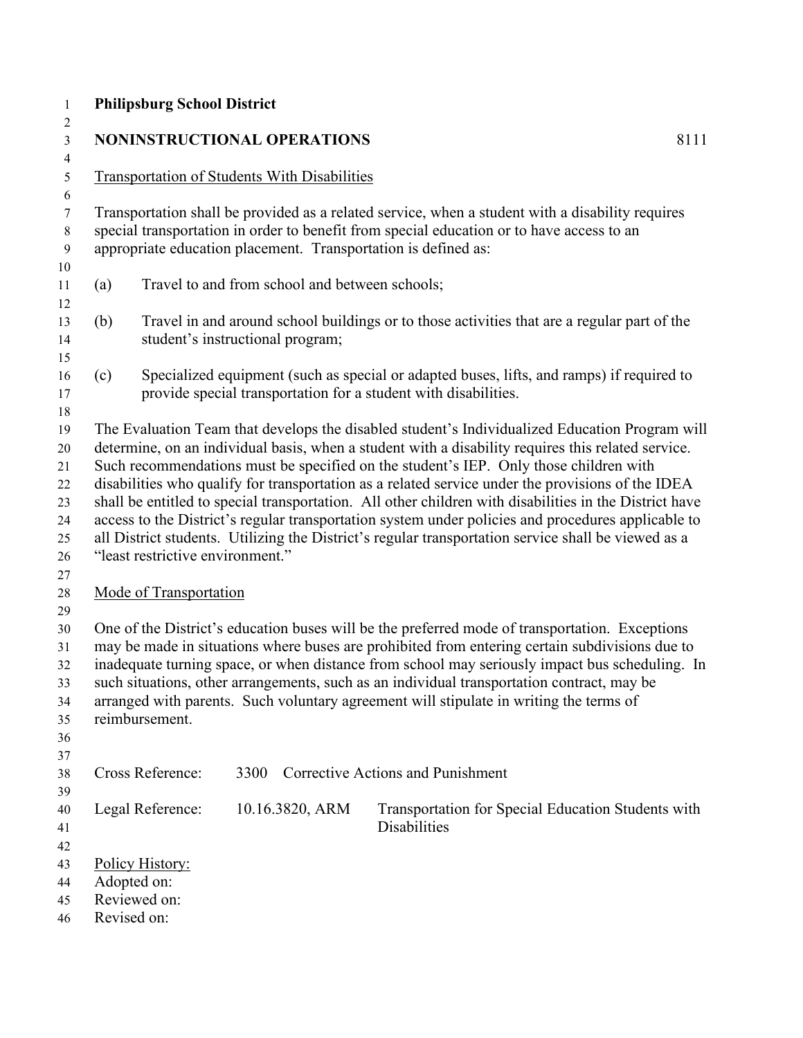**Philipsburg School District**

**NONINSTRUCTIONAL OPERATIONS** 8111

Transportation of Students With Disabilities

Transportation shall be provided as a related service, when a student with a disability requires special transportation in order to benefit from special education or to have access to an appropriate education placement. Transportation is defined as:

(a) Travel to and from school and between schools;

(b) Travel in and around school buildings or to those activities that are a regular part of the student's instructional program;

(c) Specialized equipment (such as special or adapted buses, lifts, and ramps) if required to provide special transportation for a student with disabilities.

The Evaluation Team that develops the disabled student's Individualized Education Program will determine, on an individual basis, when a student with a disability requires this related service. Such recommendations must be specified on the student's IEP. Only those children with disabilities who qualify for transportation as a related service under the provisions of the IDEA shall be entitled to special transportation. All other children with disabilities in the District have access to the District's regular transportation system under policies and procedures applicable to all District students. Utilizing the District's regular transportation service shall be viewed as a "least restrictive environment."

Mode of Transportation

One of the District's education buses will be the preferred mode of transportation. Exceptions may be made in situations where buses are prohibited from entering certain subdivisions due to inadequate turning space, or when distance from school may seriously impact bus scheduling. In such situations, other arrangements, such as an individual transportation contract, may be arranged with parents. Such voluntary agreement will stipulate in writing the terms of reimbursement.

Cross Reference: 3300 Corrective Actions and Punishment

Legal Reference: 10.16.3820, ARM Transportation for Special Education Students with Disabilities

Policy History:
Adopted on:
Reviewed on:
Revised on: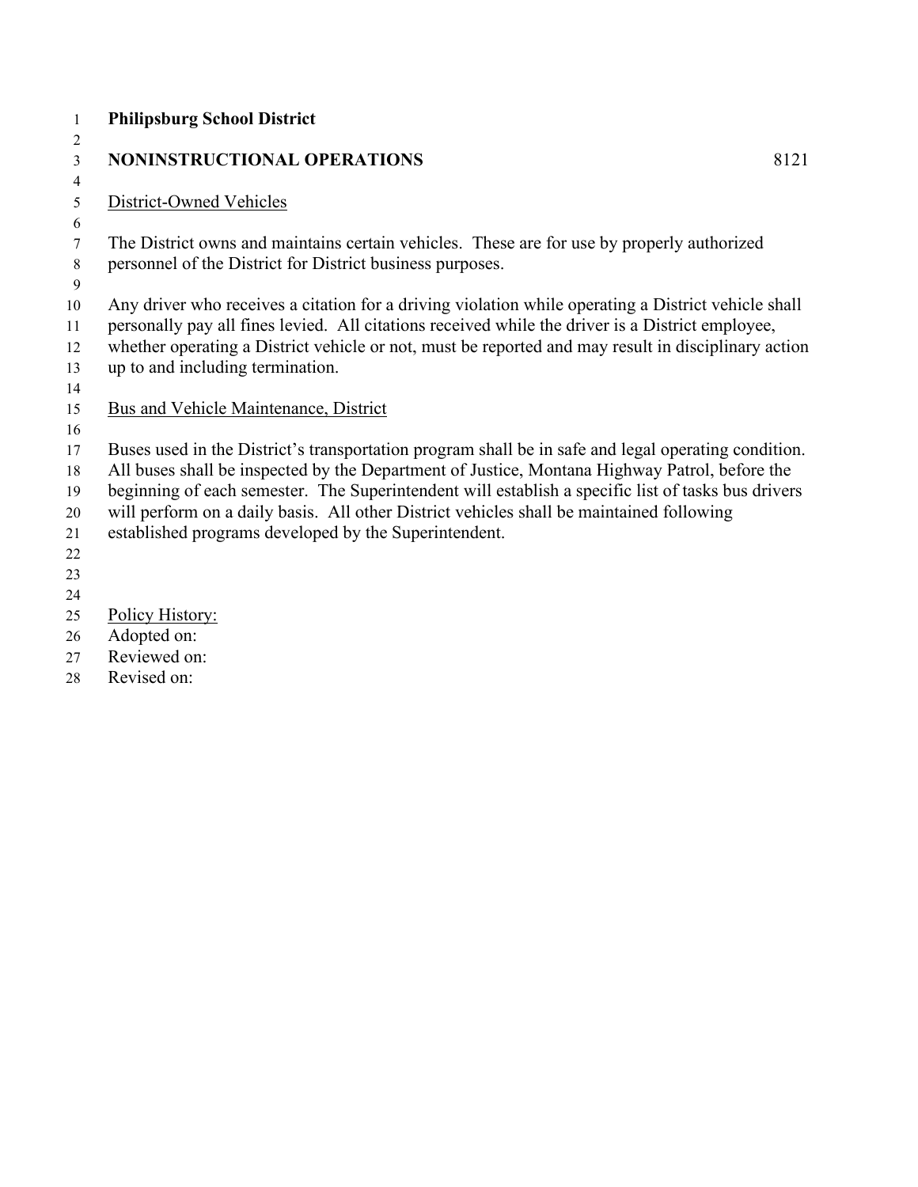**Philipsburg School District**

**NONINSTRUCTIONAL OPERATIONS** 8121

District-Owned Vehicles

The District owns and maintains certain vehicles. These are for use by properly authorized personnel of the District for District business purposes.

Any driver who receives a citation for a driving violation while operating a District vehicle shall personally pay all fines levied. All citations received while the driver is a District employee, whether operating a District vehicle or not, must be reported and may result in disciplinary action up to and including termination.

Bus and Vehicle Maintenance, District

Buses used in the District's transportation program shall be in safe and legal operating condition. All buses shall be inspected by the Department of Justice, Montana Highway Patrol, before the beginning of each semester. The Superintendent will establish a specific list of tasks bus drivers will perform on a daily basis. All other District vehicles shall be maintained following established programs developed by the Superintendent.

Policy History:
Adopted on:
Reviewed on:
Revised on: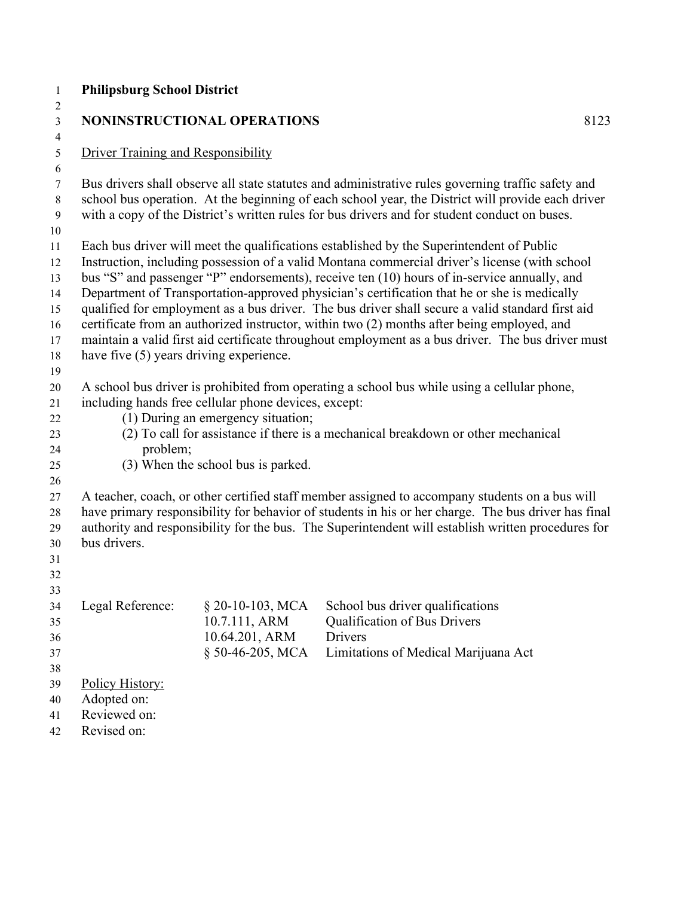**Philipsburg School District**

## NONINSTRUCTIONAL OPERATIONS 8123

Driver Training and Responsibility

Bus drivers shall observe all state statutes and administrative rules governing traffic safety and school bus operation. At the beginning of each school year, the District will provide each driver with a copy of the District's written rules for bus drivers and for student conduct on buses.

Each bus driver will meet the qualifications established by the Superintendent of Public Instruction, including possession of a valid Montana commercial driver's license (with school bus "S" and passenger "P" endorsements), receive ten (10) hours of in-service annually, and Department of Transportation-approved physician's certification that he or she is medically qualified for employment as a bus driver. The bus driver shall secure a valid standard first aid certificate from an authorized instructor, within two (2) months after being employed, and maintain a valid first aid certificate throughout employment as a bus driver. The bus driver must have five (5) years driving experience.

A school bus driver is prohibited from operating a school bus while using a cellular phone, including hands free cellular phone devices, except:

(1) During an emergency situation;
(2) To call for assistance if there is a mechanical breakdown or other mechanical problem;
(3) When the school bus is parked.

A teacher, coach, or other certified staff member assigned to accompany students on a bus will have primary responsibility for behavior of students in his or her charge. The bus driver has final authority and responsibility for the bus. The Superintendent will establish written procedures for bus drivers.

| Legal Reference: | § 20-10-103, MCA | School bus driver qualifications |
|---|---|---|
| | 10.7.111, ARM | Qualification of Bus Drivers |
| | 10.64.201, ARM | Drivers |
| | § 50-46-205, MCA | Limitations of Medical Marijuana Act |

Policy History:
Adopted on:
Reviewed on:
Revised on: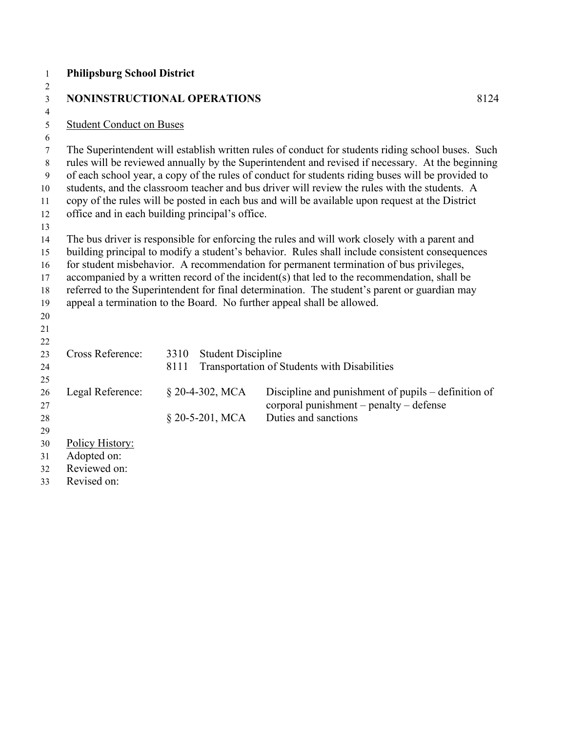**Philipsburg School District**

**NONINSTRUCTIONAL OPERATIONS** 8124

Student Conduct on Buses

The Superintendent will establish written rules of conduct for students riding school buses. Such rules will be reviewed annually by the Superintendent and revised if necessary. At the beginning of each school year, a copy of the rules of conduct for students riding buses will be provided to students, and the classroom teacher and bus driver will review the rules with the students. A copy of the rules will be posted in each bus and will be available upon request at the District office and in each building principal's office.

The bus driver is responsible for enforcing the rules and will work closely with a parent and building principal to modify a student's behavior. Rules shall include consistent consequences for student misbehavior. A recommendation for permanent termination of bus privileges, accompanied by a written record of the incident(s) that led to the recommendation, shall be referred to the Superintendent for final determination. The student's parent or guardian may appeal a termination to the Board. No further appeal shall be allowed.

| | | |
|---|---|---|
| Cross Reference: | 3310 | Student Discipline |
| | 8111 | Transportation of Students with Disabilities |

| | | |
|---|---|---|
| Legal Reference: | § 20-4-302, MCA | Discipline and punishment of pupils – definition of corporal punishment – penalty – defense |
| | § 20-5-201, MCA | Duties and sanctions |

Policy History:
Adopted on:
Reviewed on:
Revised on: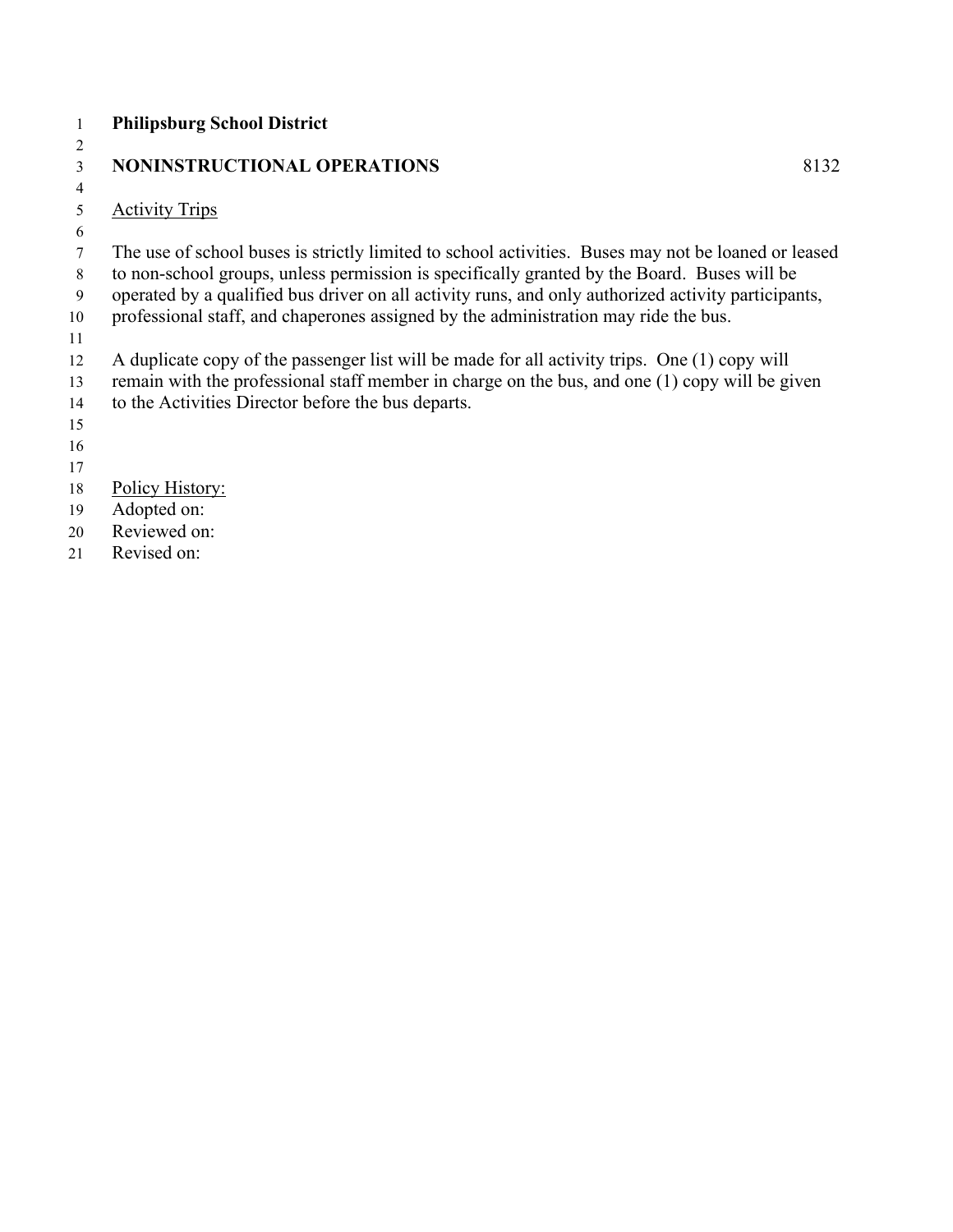**Philipsburg School District**

**NONINSTRUCTIONAL OPERATIONS** 8132

Activity Trips

The use of school buses is strictly limited to school activities. Buses may not be loaned or leased to non-school groups, unless permission is specifically granted by the Board. Buses will be operated by a qualified bus driver on all activity runs, and only authorized activity participants, professional staff, and chaperones assigned by the administration may ride the bus.

A duplicate copy of the passenger list will be made for all activity trips. One (1) copy will remain with the professional staff member in charge on the bus, and one (1) copy will be given to the Activities Director before the bus departs.

Policy History:
Adopted on:
Reviewed on:
Revised on: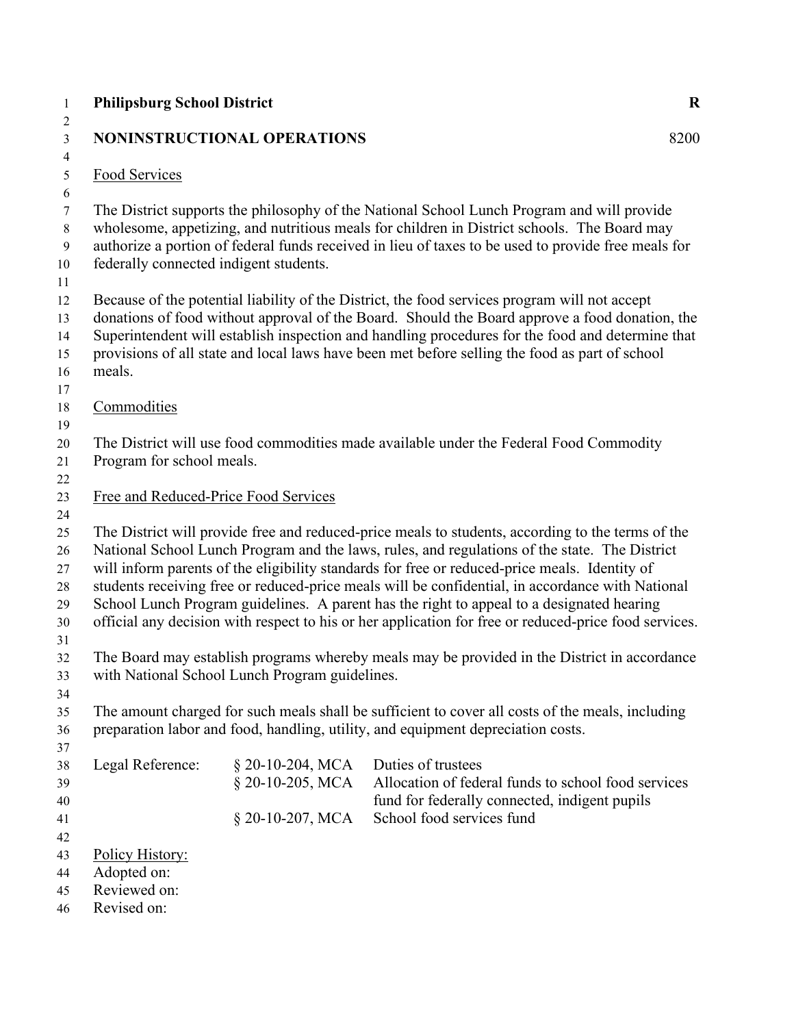**Philipsburg School District** **R**

**NONINSTRUCTIONAL OPERATIONS** 8200

Food Services

The District supports the philosophy of the National School Lunch Program and will provide wholesome, appetizing, and nutritious meals for children in District schools. The Board may authorize a portion of federal funds received in lieu of taxes to be used to provide free meals for federally connected indigent students.

Because of the potential liability of the District, the food services program will not accept donations of food without approval of the Board. Should the Board approve a food donation, the Superintendent will establish inspection and handling procedures for the food and determine that provisions of all state and local laws have been met before selling the food as part of school meals.

Commodities

The District will use food commodities made available under the Federal Food Commodity Program for school meals.

Free and Reduced-Price Food Services

The District will provide free and reduced-price meals to students, according to the terms of the National School Lunch Program and the laws, rules, and regulations of the state. The District will inform parents of the eligibility standards for free or reduced-price meals. Identity of students receiving free or reduced-price meals will be confidential, in accordance with National School Lunch Program guidelines. A parent has the right to appeal to a designated hearing official any decision with respect to his or her application for free or reduced-price food services.

The Board may establish programs whereby meals may be provided in the District in accordance with National School Lunch Program guidelines.

The amount charged for such meals shall be sufficient to cover all costs of the meals, including preparation labor and food, handling, utility, and equipment depreciation costs.

| Legal Reference: | § 20-10-204, MCA | Duties of trustees |
|---|---|---|
| | § 20-10-205, MCA | Allocation of federal funds to school food services fund for federally connected, indigent pupils |
| | § 20-10-207, MCA | School food services fund |

Policy History:
Adopted on:
Reviewed on:
Revised on: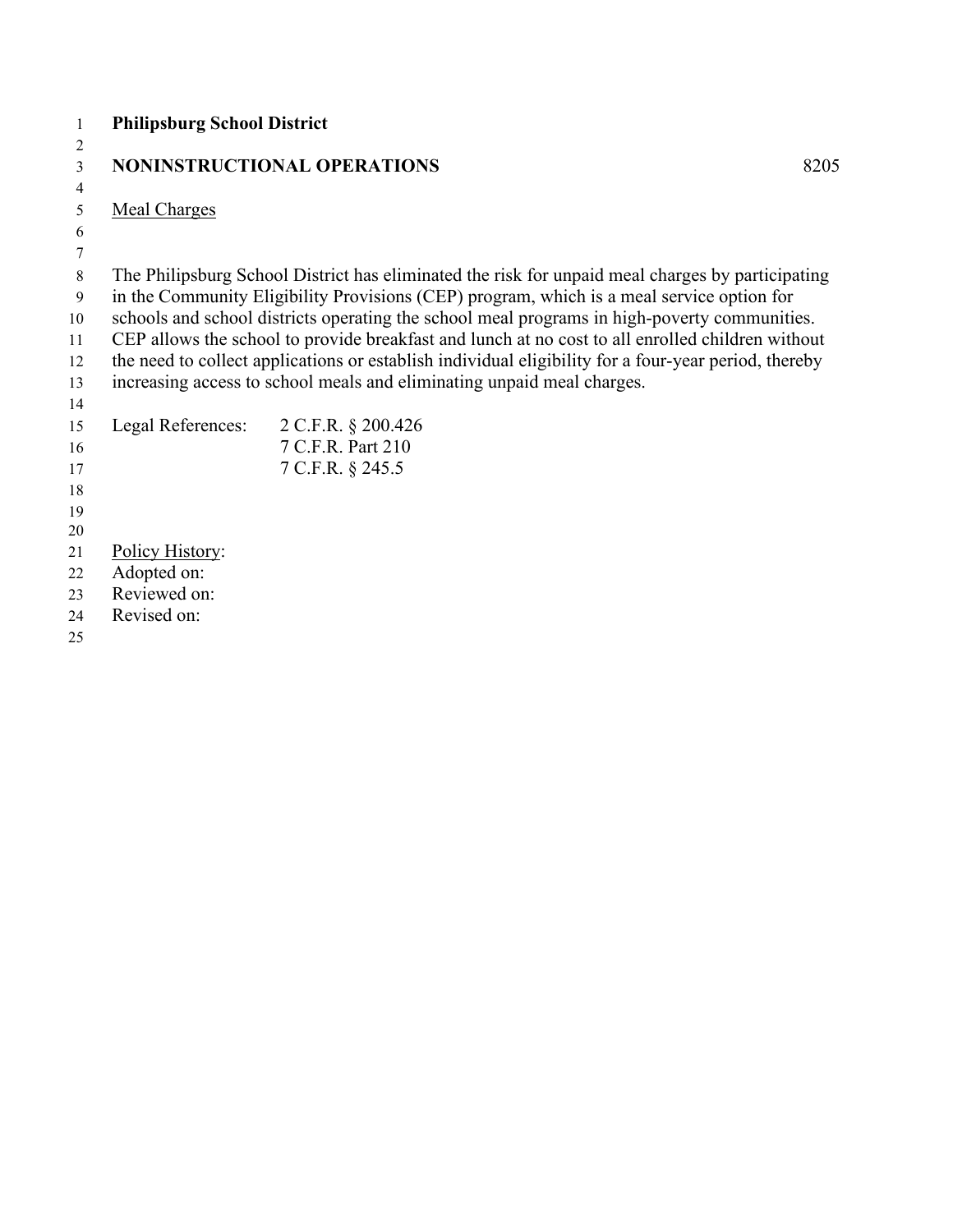**Philipsburg School District**

**NONINSTRUCTIONAL OPERATIONS** 8205

Meal Charges

The Philipsburg School District has eliminated the risk for unpaid meal charges by participating in the Community Eligibility Provisions (CEP) program, which is a meal service option for schools and school districts operating the school meal programs in high-poverty communities. CEP allows the school to provide breakfast and lunch at no cost to all enrolled children without the need to collect applications or establish individual eligibility for a four-year period, thereby increasing access to school meals and eliminating unpaid meal charges.

Legal References: 2 C.F.R. § 200.426
7 C.F.R. Part 210
7 C.F.R. § 245.5

Policy History:
Adopted on:
Reviewed on:
Revised on: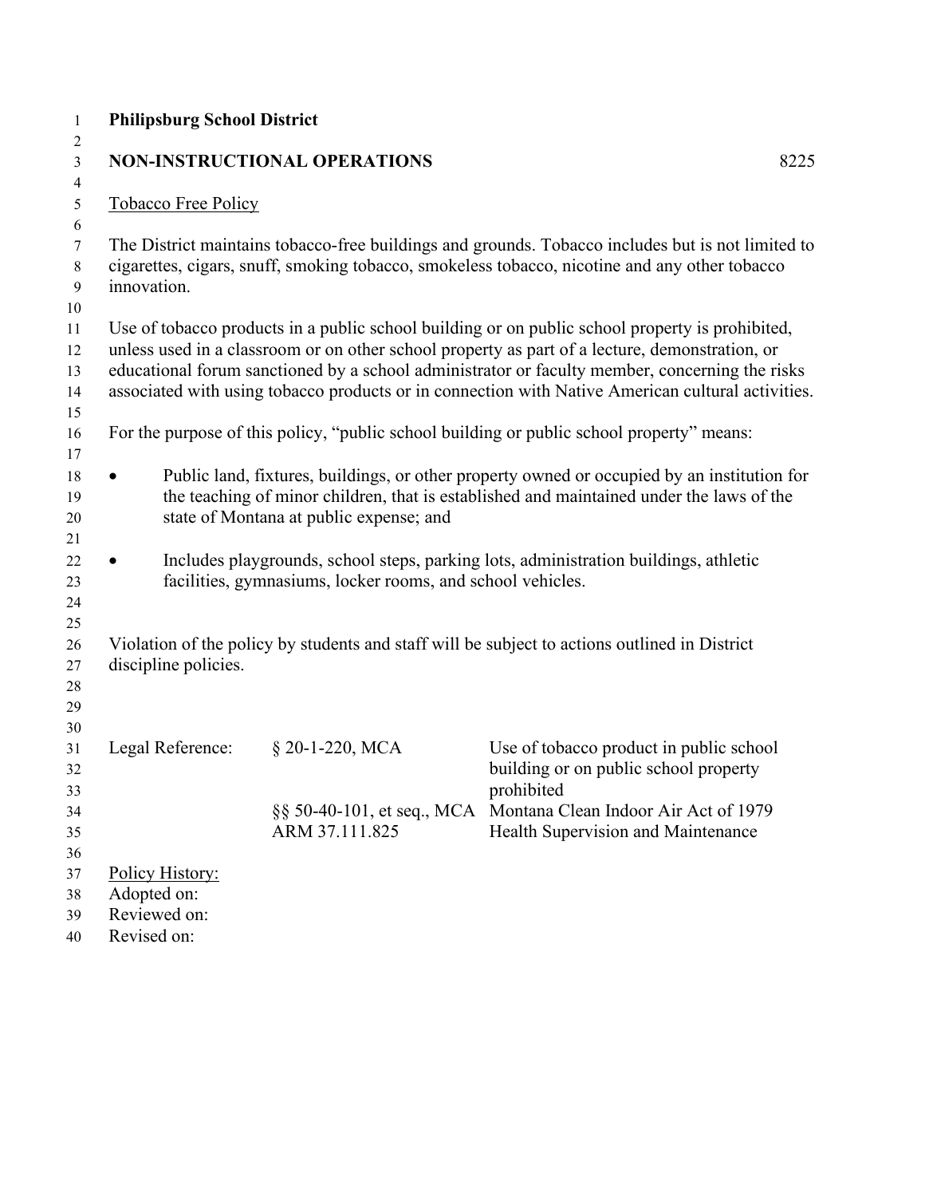**Philipsburg School District**

**NON-INSTRUCTIONAL OPERATIONS** 8225

Tobacco Free Policy

The District maintains tobacco-free buildings and grounds. Tobacco includes but is not limited to cigarettes, cigars, snuff, smoking tobacco, smokeless tobacco, nicotine and any other tobacco innovation.

Use of tobacco products in a public school building or on public school property is prohibited, unless used in a classroom or on other school property as part of a lecture, demonstration, or educational forum sanctioned by a school administrator or faculty member, concerning the risks associated with using tobacco products or in connection with Native American cultural activities.

For the purpose of this policy, "public school building or public school property" means:

- Public land, fixtures, buildings, or other property owned or occupied by an institution for the teaching of minor children, that is established and maintained under the laws of the state of Montana at public expense; and

- Includes playgrounds, school steps, parking lots, administration buildings, athletic facilities, gymnasiums, locker rooms, and school vehicles.

Violation of the policy by students and staff will be subject to actions outlined in District discipline policies.

| Legal Reference: | § 20-1-220, MCA | Use of tobacco product in public school building or on public school property prohibited |
| --- | --- | --- |
| | §§ 50-40-101, et seq., MCA | Montana Clean Indoor Air Act of 1979 |
| | ARM 37.111.825 | Health Supervision and Maintenance |

Policy History:
Adopted on:
Reviewed on:
Revised on: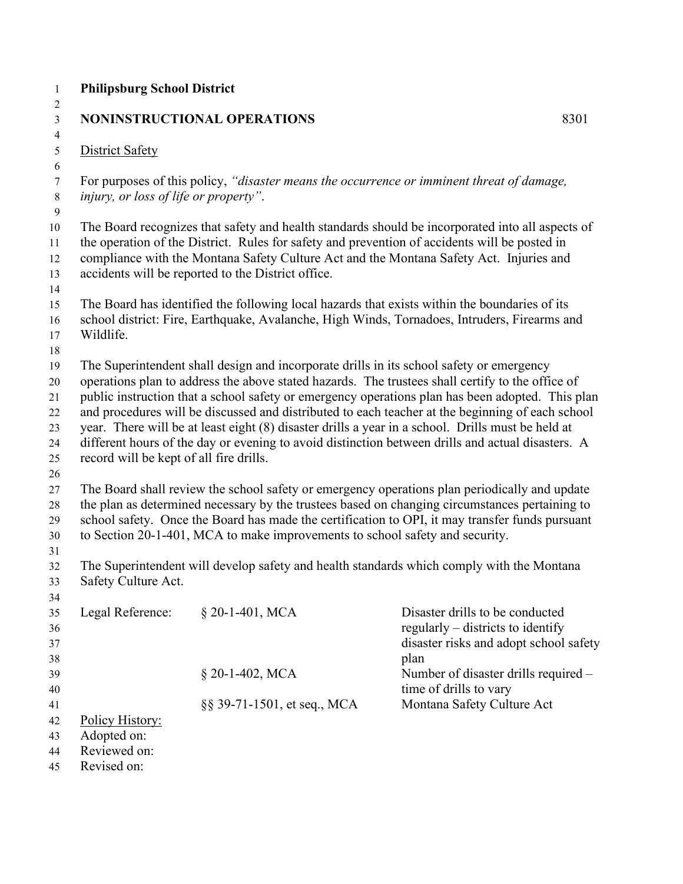**Philipsburg School District**

**NONINSTRUCTIONAL OPERATIONS** 8301

District Safety

For purposes of this policy, *"disaster means the occurrence or imminent threat of damage, injury, or loss of life or property"*.

The Board recognizes that safety and health standards should be incorporated into all aspects of the operation of the District. Rules for safety and prevention of accidents will be posted in compliance with the Montana Safety Culture Act and the Montana Safety Act. Injuries and accidents will be reported to the District office.

The Board has identified the following local hazards that exists within the boundaries of its school district: Fire, Earthquake, Avalanche, High Winds, Tornadoes, Intruders, Firearms and Wildlife.

The Superintendent shall design and incorporate drills in its school safety or emergency operations plan to address the above stated hazards. The trustees shall certify to the office of public instruction that a school safety or emergency operations plan has been adopted. This plan and procedures will be discussed and distributed to each teacher at the beginning of each school year. There will be at least eight (8) disaster drills a year in a school. Drills must be held at different hours of the day or evening to avoid distinction between drills and actual disasters. A record will be kept of all fire drills.

The Board shall review the school safety or emergency operations plan periodically and update the plan as determined necessary by the trustees based on changing circumstances pertaining to school safety. Once the Board has made the certification to OPI, it may transfer funds pursuant to Section 20-1-401, MCA to make improvements to school safety and security.

The Superintendent will develop safety and health standards which comply with the Montana Safety Culture Act.

| Legal Reference: | § 20-1-401, MCA | Disaster drills to be conducted regularly – districts to identify disaster risks and adopt school safety plan |
|---|---|---|
| | § 20-1-402, MCA | Number of disaster drills required – time of drills to vary |
| | §§ 39-71-1501, et seq., MCA | Montana Safety Culture Act |

Policy History:
Adopted on:
Reviewed on:
Revised on: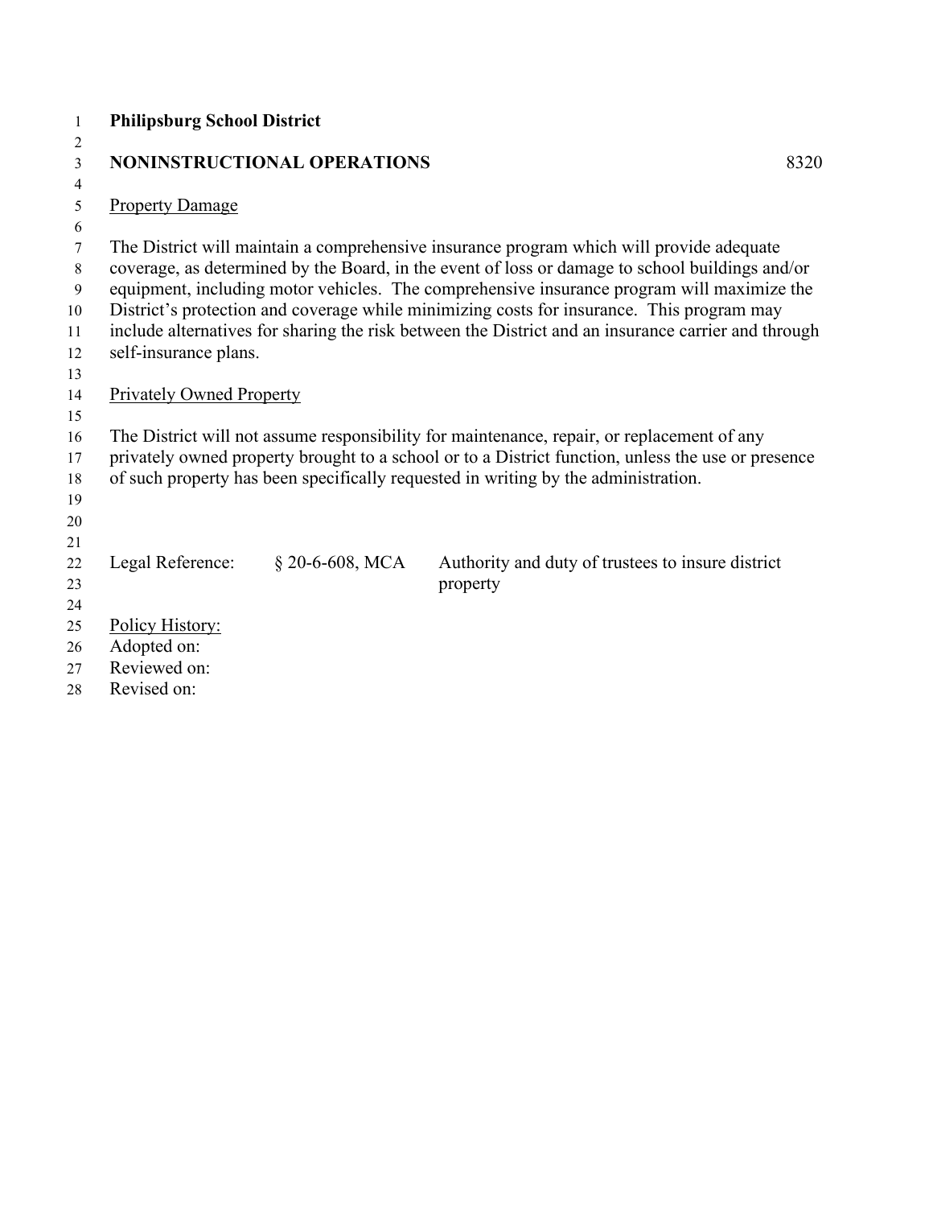**Philipsburg School District**

**NONINSTRUCTIONAL OPERATIONS** 8320

Property Damage

The District will maintain a comprehensive insurance program which will provide adequate coverage, as determined by the Board, in the event of loss or damage to school buildings and/or equipment, including motor vehicles. The comprehensive insurance program will maximize the District's protection and coverage while minimizing costs for insurance. This program may include alternatives for sharing the risk between the District and an insurance carrier and through self-insurance plans.

Privately Owned Property

The District will not assume responsibility for maintenance, repair, or replacement of any privately owned property brought to a school or to a District function, unless the use or presence of such property has been specifically requested in writing by the administration.

| Legal Reference: | § 20-6-608, MCA | Authority and duty of trustees to insure district property |
|---|---|---|

Policy History:
Adopted on:
Reviewed on:
Revised on: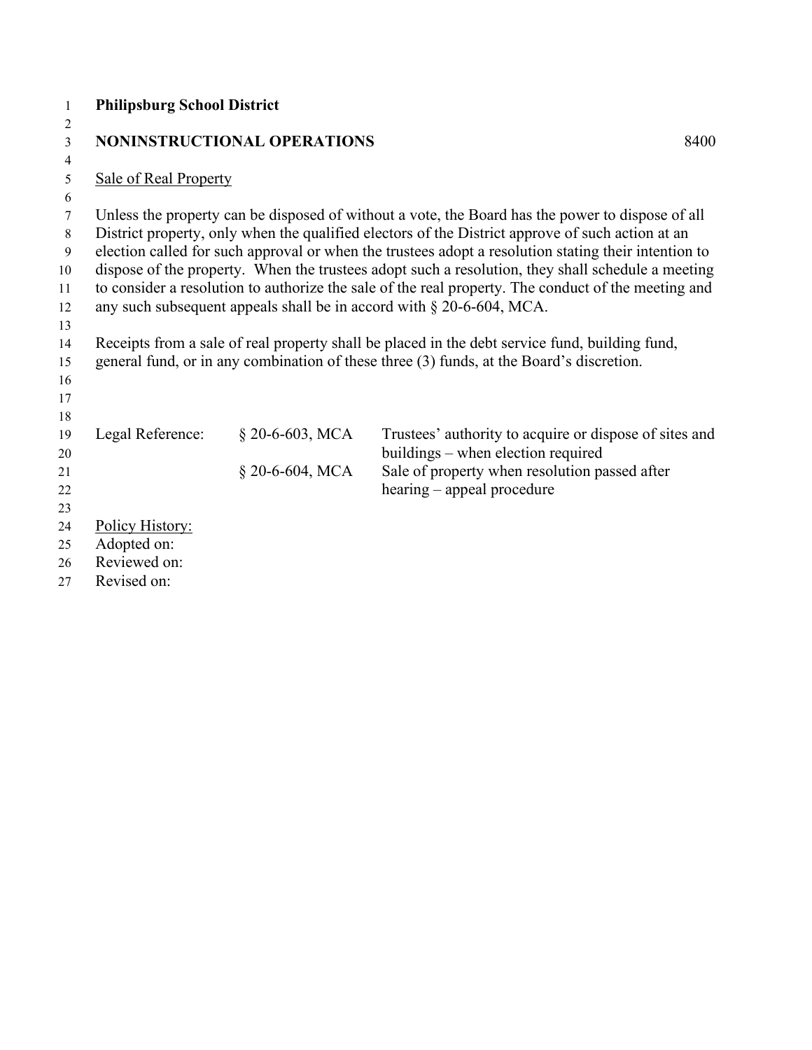**Philipsburg School District**

**NONINSTRUCTIONAL OPERATIONS** 8400

Sale of Real Property

Unless the property can be disposed of without a vote, the Board has the power to dispose of all District property, only when the qualified electors of the District approve of such action at an election called for such approval or when the trustees adopt a resolution stating their intention to dispose of the property. When the trustees adopt such a resolution, they shall schedule a meeting to consider a resolution to authorize the sale of the real property. The conduct of the meeting and any such subsequent appeals shall be in accord with § 20-6-604, MCA.

Receipts from a sale of real property shall be placed in the debt service fund, building fund, general fund, or in any combination of these three (3) funds, at the Board's discretion.

| Legal Reference: | § 20-6-603, MCA | Trustees' authority to acquire or dispose of sites and buildings – when election required |
|---|---|---|
| | § 20-6-604, MCA | Sale of property when resolution passed after hearing – appeal procedure |

Policy History:
Adopted on:
Reviewed on:
Revised on: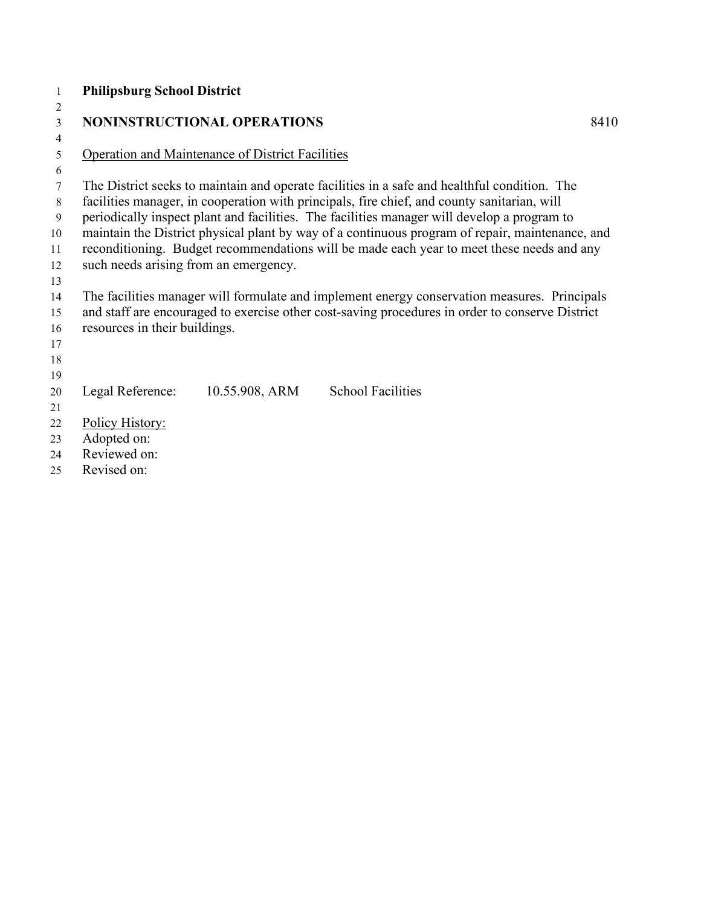**Philipsburg School District**

## NONINSTRUCTIONAL OPERATIONS 8410

Operation and Maintenance of District Facilities

The District seeks to maintain and operate facilities in a safe and healthful condition. The facilities manager, in cooperation with principals, fire chief, and county sanitarian, will periodically inspect plant and facilities. The facilities manager will develop a program to maintain the District physical plant by way of a continuous program of repair, maintenance, and reconditioning. Budget recommendations will be made each year to meet these needs and any such needs arising from an emergency.

The facilities manager will formulate and implement energy conservation measures. Principals and staff are encouraged to exercise other cost-saving procedures in order to conserve District resources in their buildings.

Legal Reference: 10.55.908, ARM School Facilities

Policy History:
Adopted on:
Reviewed on:
Revised on: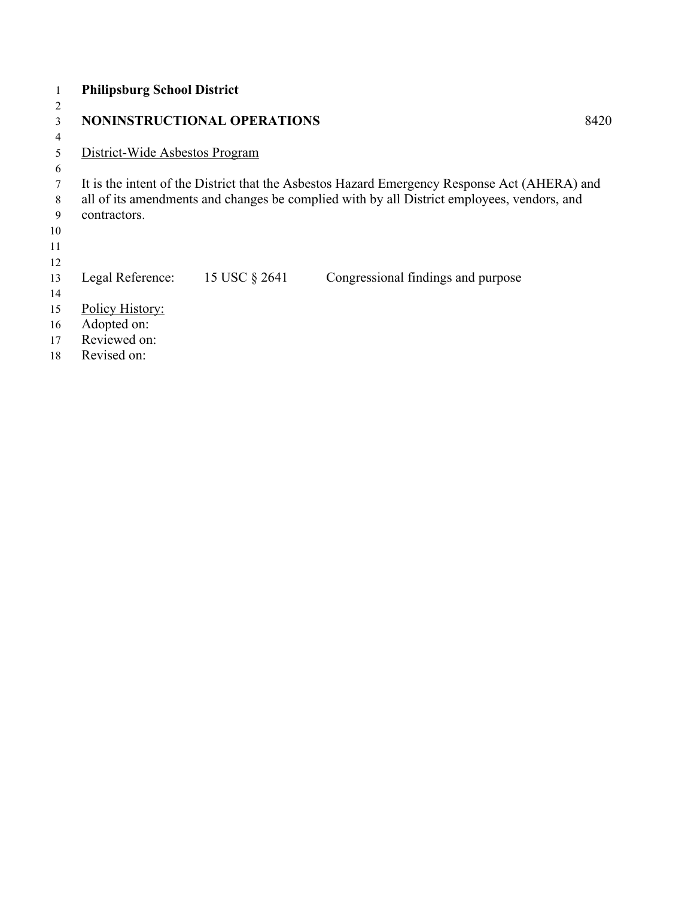**Philipsburg School District**

**NONINSTRUCTIONAL OPERATIONS** 8420

District-Wide Asbestos Program

It is the intent of the District that the Asbestos Hazard Emergency Response Act (AHERA) and all of its amendments and changes be complied with by all District employees, vendors, and contractors.

| Legal Reference: | 15 USC § 2641 | Congressional findings and purpose |
|---|---|---|

Policy History:
Adopted on:
Reviewed on:
Revised on: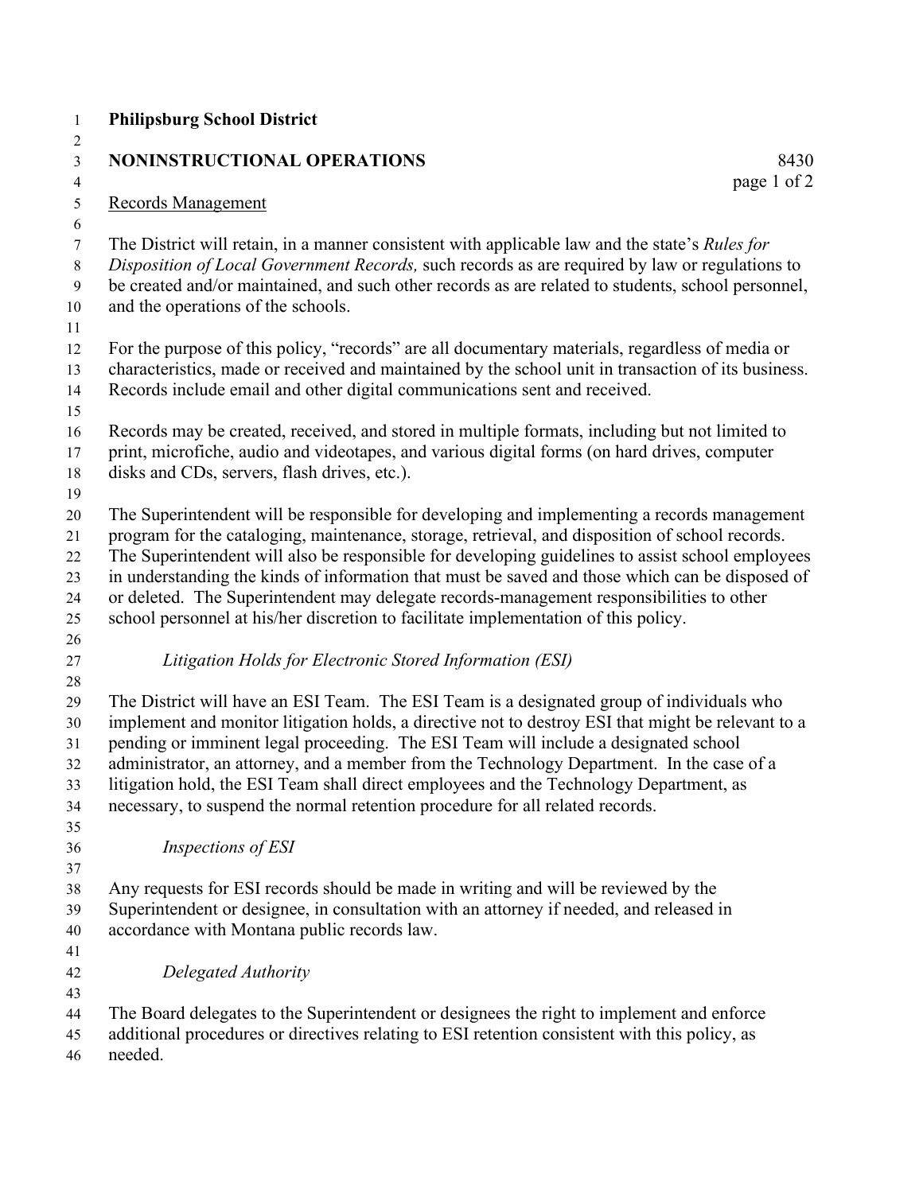**Philipsburg School District**

**NONINSTRUCTIONAL OPERATIONS** 8430

Records Management

The District will retain, in a manner consistent with applicable law and the state's *Rules for Disposition of Local Government Records,* such records as are required by law or regulations to be created and/or maintained, and such other records as are related to students, school personnel, and the operations of the schools.

For the purpose of this policy, "records" are all documentary materials, regardless of media or characteristics, made or received and maintained by the school unit in transaction of its business. Records include email and other digital communications sent and received.

Records may be created, received, and stored in multiple formats, including but not limited to print, microfiche, audio and videotapes, and various digital forms (on hard drives, computer disks and CDs, servers, flash drives, etc.).

The Superintendent will be responsible for developing and implementing a records management program for the cataloging, maintenance, storage, retrieval, and disposition of school records. The Superintendent will also be responsible for developing guidelines to assist school employees in understanding the kinds of information that must be saved and those which can be disposed of or deleted. The Superintendent may delegate records-management responsibilities to other school personnel at his/her discretion to facilitate implementation of this policy.

*Litigation Holds for Electronic Stored Information (ESI)*

The District will have an ESI Team. The ESI Team is a designated group of individuals who implement and monitor litigation holds, a directive not to destroy ESI that might be relevant to a pending or imminent legal proceeding. The ESI Team will include a designated school administrator, an attorney, and a member from the Technology Department. In the case of a litigation hold, the ESI Team shall direct employees and the Technology Department, as necessary, to suspend the normal retention procedure for all related records.

*Inspections of ESI*

Any requests for ESI records should be made in writing and will be reviewed by the Superintendent or designee, in consultation with an attorney if needed, and released in accordance with Montana public records law.

*Delegated Authority*

The Board delegates to the Superintendent or designees the right to implement and enforce additional procedures or directives relating to ESI retention consistent with this policy, as needed.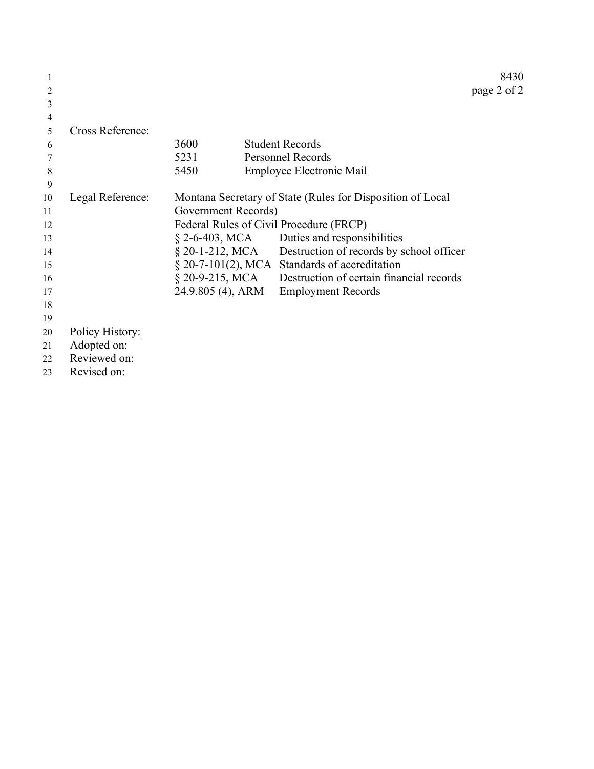Cross Reference:

| | |
|---|---|
| 3600 | Student Records |
| 5231 | Personnel Records |
| 5450 | Employee Electronic Mail |

Legal Reference:

Montana Secretary of State (Rules for Disposition of Local Government Records)

Federal Rules of Civil Procedure (FRCP)

| | |
|---|---|
| § 2-6-403, MCA | Duties and responsibilities |
| § 20-1-212, MCA | Destruction of records by school officer |
| § 20-7-101(2), MCA | Standards of accreditation |
| § 20-9-215, MCA | Destruction of certain financial records |
| 24.9.805 (4), ARM | Employment Records |

<u>Policy History:</u>

Adopted on:

Reviewed on:

Revised on: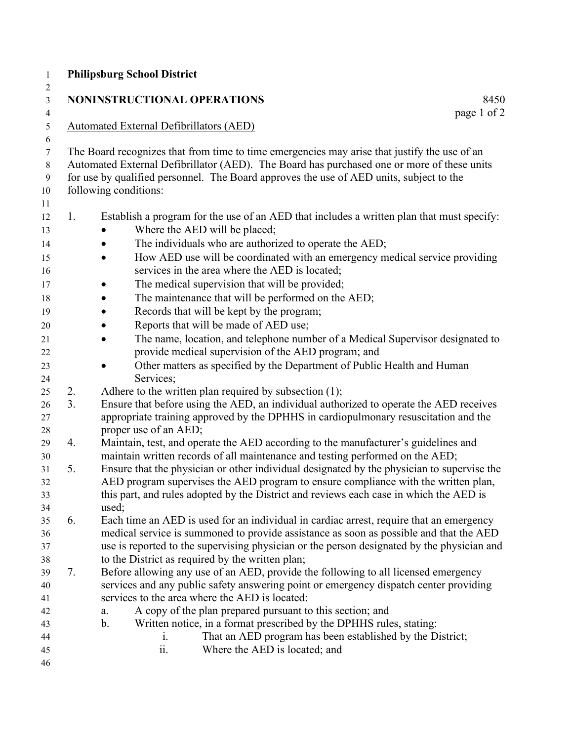**Philipsburg School District**

**NONINSTRUCTIONAL OPERATIONS** 8450

Automated External Defibrillators (AED)

The Board recognizes that from time to time emergencies may arise that justify the use of an Automated External Defibrillator (AED). The Board has purchased one or more of these units for use by qualified personnel. The Board approves the use of AED units, subject to the following conditions:

1. Establish a program for the use of an AED that includes a written plan that must specify:
   - Where the AED will be placed;
   - The individuals who are authorized to operate the AED;
   - How AED use will be coordinated with an emergency medical service providing services in the area where the AED is located;
   - The medical supervision that will be provided;
   - The maintenance that will be performed on the AED;
   - Records that will be kept by the program;
   - Reports that will be made of AED use;
   - The name, location, and telephone number of a Medical Supervisor designated to provide medical supervision of the AED program; and
   - Other matters as specified by the Department of Public Health and Human Services;
2. Adhere to the written plan required by subsection (1);
3. Ensure that before using the AED, an individual authorized to operate the AED receives appropriate training approved by the DPHHS in cardiopulmonary resuscitation and the proper use of an AED;
4. Maintain, test, and operate the AED according to the manufacturer's guidelines and maintain written records of all maintenance and testing performed on the AED;
5. Ensure that the physician or other individual designated by the physician to supervise the AED program supervises the AED program to ensure compliance with the written plan, this part, and rules adopted by the District and reviews each case in which the AED is used;
6. Each time an AED is used for an individual in cardiac arrest, require that an emergency medical service is summoned to provide assistance as soon as possible and that the AED use is reported to the supervising physician or the person designated by the physician and to the District as required by the written plan;
7. Before allowing any use of an AED, provide the following to all licensed emergency services and any public safety answering point or emergency dispatch center providing services to the area where the AED is located:
   a. A copy of the plan prepared pursuant to this section; and
   b. Written notice, in a format prescribed by the DPHHS rules, stating:
      i. That an AED program has been established by the District;
      ii. Where the AED is located; and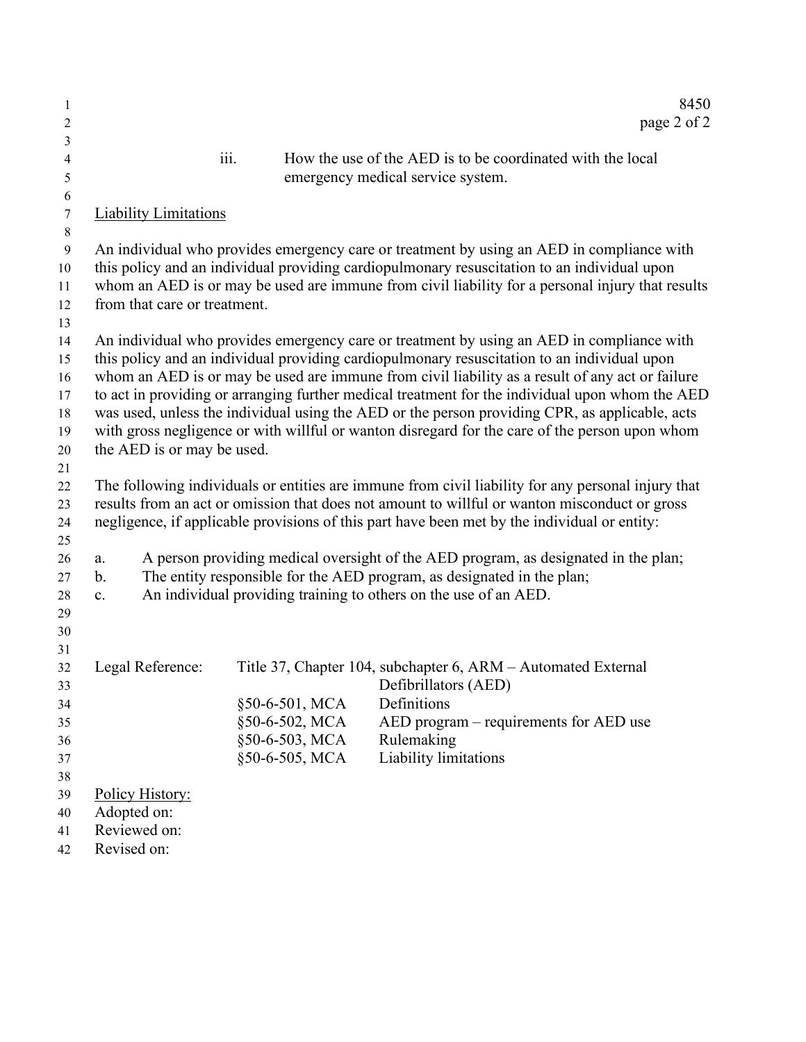iii. How the use of the AED is to be coordinated with the local emergency medical service system.

Liability Limitations

An individual who provides emergency care or treatment by using an AED in compliance with this policy and an individual providing cardiopulmonary resuscitation to an individual upon whom an AED is or may be used are immune from civil liability for a personal injury that results from that care or treatment.

An individual who provides emergency care or treatment by using an AED in compliance with this policy and an individual providing cardiopulmonary resuscitation to an individual upon whom an AED is or may be used are immune from civil liability as a result of any act or failure to act in providing or arranging further medical treatment for the individual upon whom the AED was used, unless the individual using the AED or the person providing CPR, as applicable, acts with gross negligence or with willful or wanton disregard for the care of the person upon whom the AED is or may be used.

The following individuals or entities are immune from civil liability for any personal injury that results from an act or omission that does not amount to willful or wanton misconduct or gross negligence, if applicable provisions of this part have been met by the individual or entity:

a. A person providing medical oversight of the AED program, as designated in the plan;
b. The entity responsible for the AED program, as designated in the plan;
c. An individual providing training to others on the use of an AED.

| Legal Reference: | | |
|---|---|---|
| | Title 37, Chapter 104, subchapter 6, ARM | – Automated External Defibrillators (AED) |
| | §50-6-501, MCA | Definitions |
| | §50-6-502, MCA | AED program – requirements for AED use |
| | §50-6-503, MCA | Rulemaking |
| | §50-6-505, MCA | Liability limitations |

Policy History:
Adopted on:
Reviewed on:
Revised on: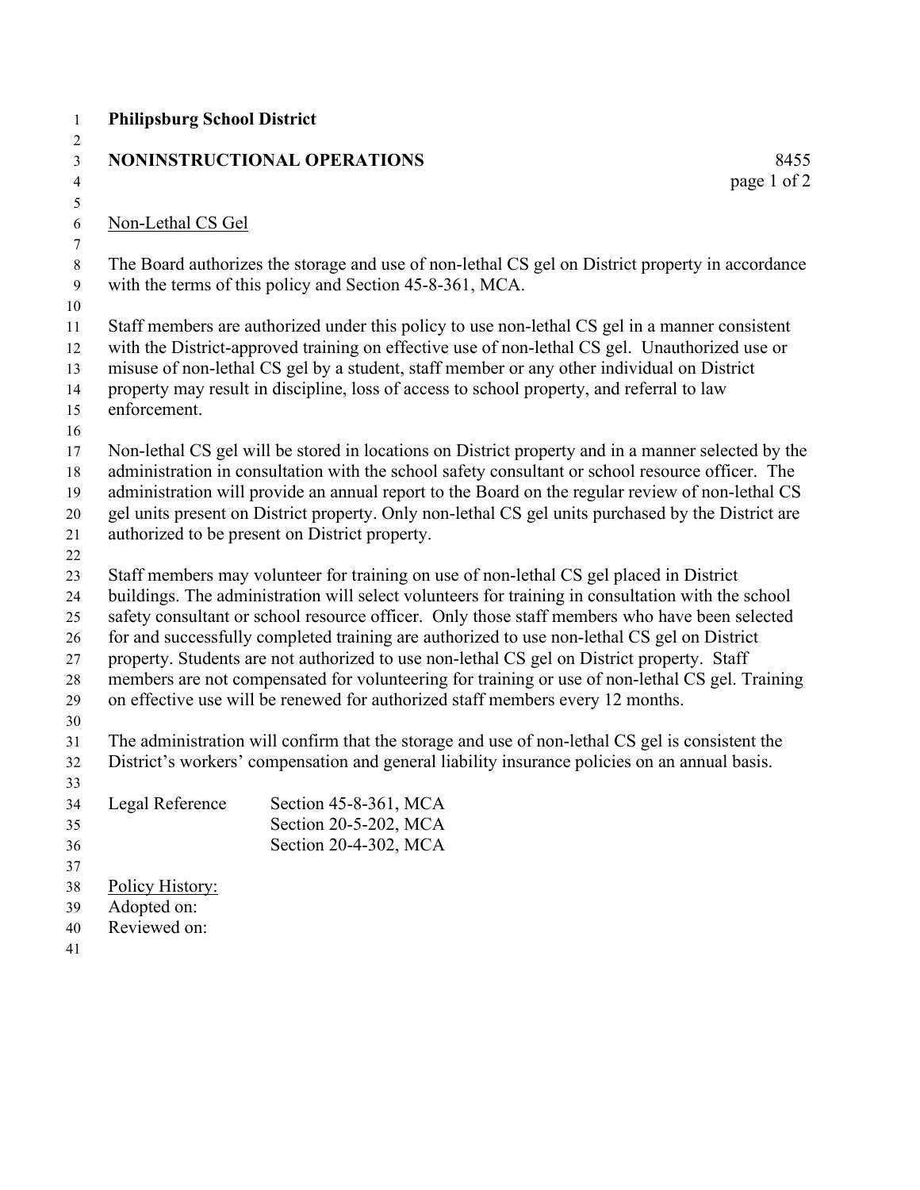**Philipsburg School District**

**NONINSTRUCTIONAL OPERATIONS** 8455

Non-Lethal CS Gel

The Board authorizes the storage and use of non-lethal CS gel on District property in accordance with the terms of this policy and Section 45-8-361, MCA.

Staff members are authorized under this policy to use non-lethal CS gel in a manner consistent with the District-approved training on effective use of non-lethal CS gel. Unauthorized use or misuse of non-lethal CS gel by a student, staff member or any other individual on District property may result in discipline, loss of access to school property, and referral to law enforcement.

Non-lethal CS gel will be stored in locations on District property and in a manner selected by the administration in consultation with the school safety consultant or school resource officer. The administration will provide an annual report to the Board on the regular review of non-lethal CS gel units present on District property. Only non-lethal CS gel units purchased by the District are authorized to be present on District property.

Staff members may volunteer for training on use of non-lethal CS gel placed in District buildings. The administration will select volunteers for training in consultation with the school safety consultant or school resource officer. Only those staff members who have been selected for and successfully completed training are authorized to use non-lethal CS gel on District property. Students are not authorized to use non-lethal CS gel on District property. Staff members are not compensated for volunteering for training or use of non-lethal CS gel. Training on effective use will be renewed for authorized staff members every 12 months.

The administration will confirm that the storage and use of non-lethal CS gel is consistent the District's workers' compensation and general liability insurance policies on an annual basis.

Legal Reference Section 45-8-361, MCA
Section 20-5-202, MCA
Section 20-4-302, MCA

Policy History:
Adopted on:
Reviewed on: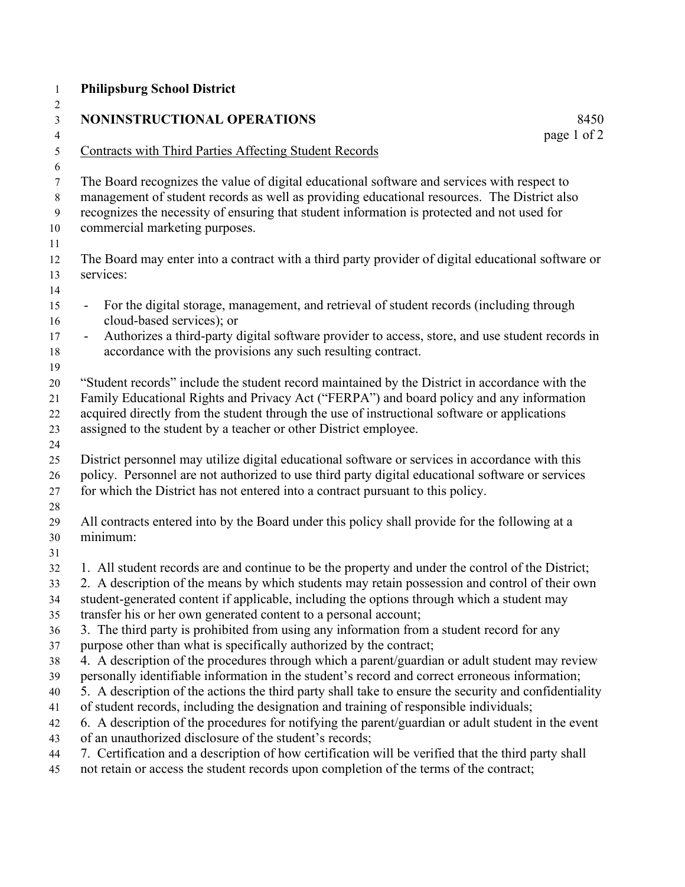**Philipsburg School District**

**NONINSTRUCTIONAL OPERATIONS** 8450

Contracts with Third Parties Affecting Student Records

The Board recognizes the value of digital educational software and services with respect to management of student records as well as providing educational resources. The District also recognizes the necessity of ensuring that student information is protected and not used for commercial marketing purposes.

The Board may enter into a contract with a third party provider of digital educational software or services:

- For the digital storage, management, and retrieval of student records (including through cloud-based services); or
- Authorizes a third-party digital software provider to access, store, and use student records in accordance with the provisions any such resulting contract.

"Student records" include the student record maintained by the District in accordance with the Family Educational Rights and Privacy Act ("FERPA") and board policy and any information acquired directly from the student through the use of instructional software or applications assigned to the student by a teacher or other District employee.

District personnel may utilize digital educational software or services in accordance with this policy. Personnel are not authorized to use third party digital educational software or services for which the District has not entered into a contract pursuant to this policy.

All contracts entered into by the Board under this policy shall provide for the following at a minimum:

1. All student records are and continue to be the property and under the control of the District;
2. A description of the means by which students may retain possession and control of their own student-generated content if applicable, including the options through which a student may transfer his or her own generated content to a personal account;
3. The third party is prohibited from using any information from a student record for any purpose other than what is specifically authorized by the contract;
4. A description of the procedures through which a parent/guardian or adult student may review personally identifiable information in the student's record and correct erroneous information;
5. A description of the actions the third party shall take to ensure the security and confidentiality of student records, including the designation and training of responsible individuals;
6. A description of the procedures for notifying the parent/guardian or adult student in the event of an unauthorized disclosure of the student's records;
7. Certification and a description of how certification will be verified that the third party shall not retain or access the student records upon completion of the terms of the contract;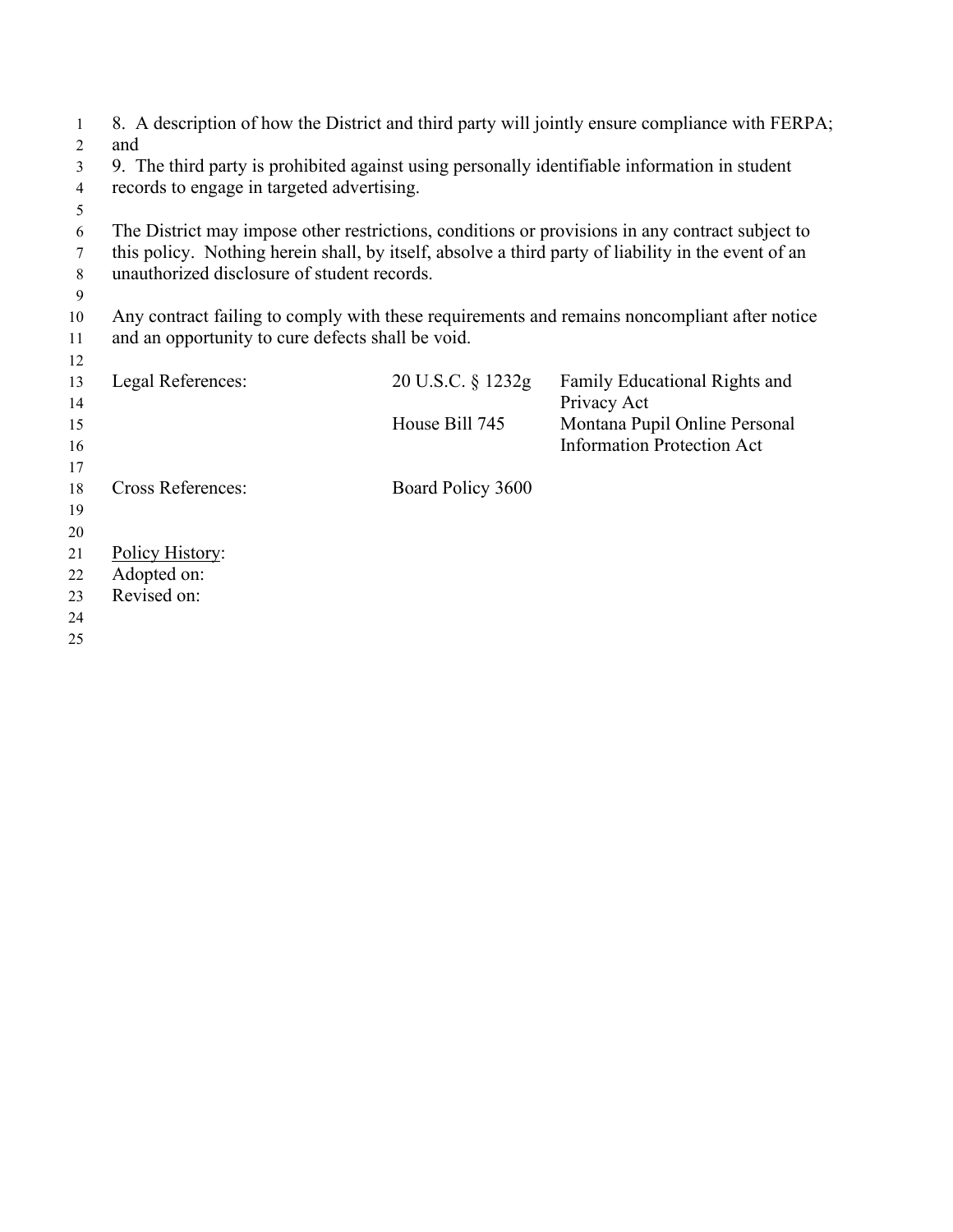8. A description of how the District and third party will jointly ensure compliance with FERPA; and

9. The third party is prohibited against using personally identifiable information in student records to engage in targeted advertising.

The District may impose other restrictions, conditions or provisions in any contract subject to this policy. Nothing herein shall, by itself, absolve a third party of liability in the event of an unauthorized disclosure of student records.

Any contract failing to comply with these requirements and remains noncompliant after notice and an opportunity to cure defects shall be void.

| | | |
|---|---|---|
| Legal References: | 20 U.S.C. § 1232g | Family Educational Rights and Privacy Act |
| | House Bill 745 | Montana Pupil Online Personal Information Protection Act |
| Cross References: | Board Policy 3600 | |

<u>Policy History</u>:
Adopted on:
Revised on: